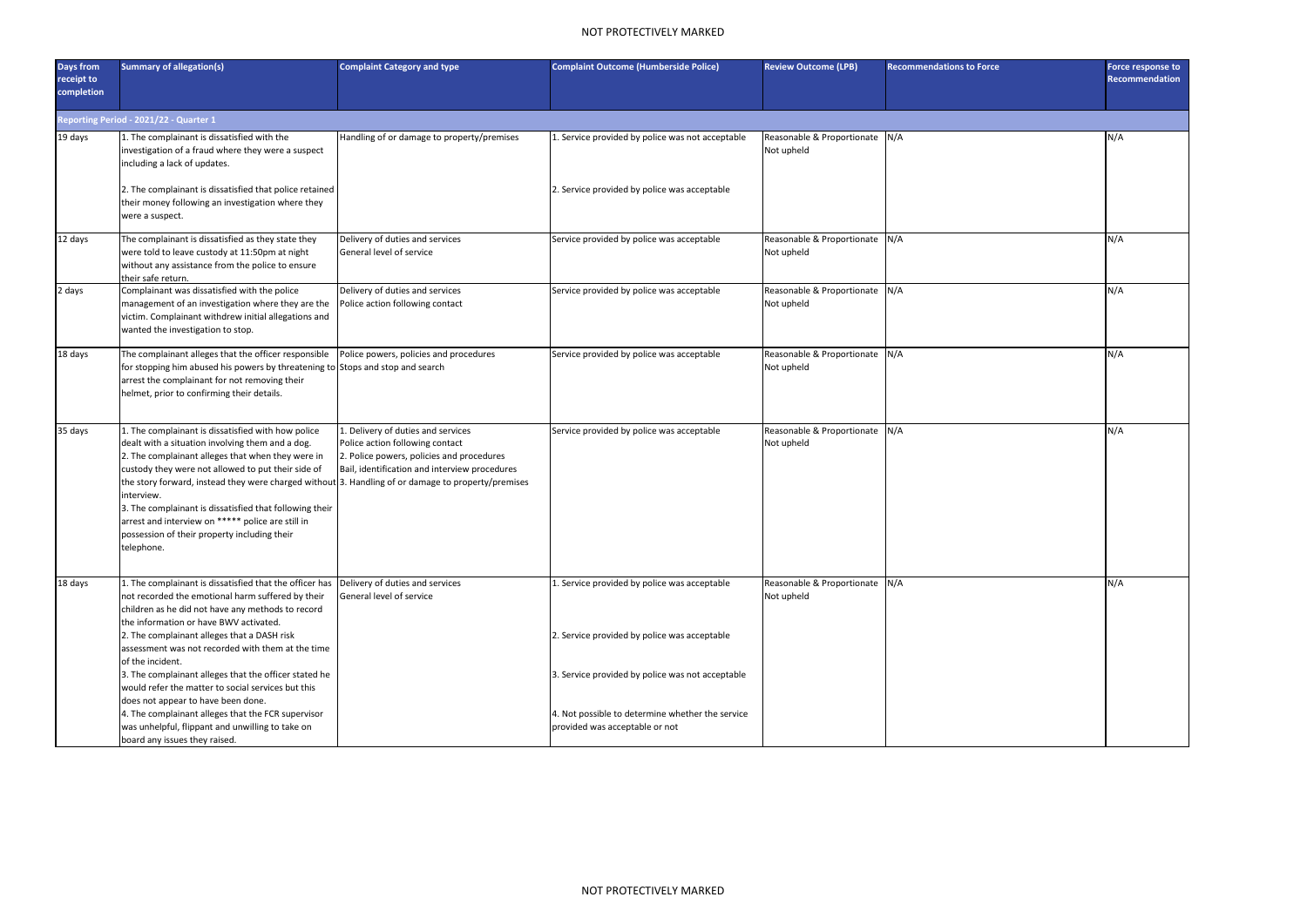| Days from receipt to completion | Summary of allegation(s) | Complaint Category and type | Complaint Outcome (Humberside Police) | Review Outcome (LPB) | Recommendations to Force | Force response to Recommendation |
|---|---|---|---|---|---|---|
| **Reporting Period - 2021/22 - Quarter 1** | | | | | | |
| 19 days | 1. The complainant is dissatisfied with the investigation of a fraud where they were a suspect including a lack of updates.<br><br>2. The complainant is dissatisfied that police retained their money following an investigation where they were a suspect. | Handling of or damage to property/premises | 1. Service provided by police was not acceptable<br><br>2. Service provided by police was acceptable | Reasonable & Proportionate<br>Not upheld | N/A | N/A |
| 12 days | The complainant is dissatisfied as they state they were told to leave custody at 11:50pm at night without any assistance from the police to ensure their safe return. | Delivery of duties and services<br>General level of service | Service provided by police was acceptable | Reasonable & Proportionate<br>Not upheld | N/A | N/A |
| 2 days | Complainant was dissatisfied with the police management of an investigation where they are the victim. Complainant withdrew initial allegations and wanted the investigation to stop. | Delivery of duties and services<br>Police action following contact | Service provided by police was acceptable | Reasonable & Proportionate<br>Not upheld | N/A | N/A |
| 18 days | The complainant alleges that the officer responsible for stopping him abused his powers by threatening to arrest the complainant for not removing their helmet, prior to confirming their details. | Police powers, policies and procedures<br>Stops and stop and search | Service provided by police was acceptable | Reasonable & Proportionate<br>Not upheld | N/A | N/A |
| 35 days | 1. The complainant is dissatisfied with how police dealt with a situation involving them and a dog.<br>2. The complainant alleges that when they were in custody they were not allowed to put their side of the story forward, instead they were charged without interview.<br>3. The complainant is dissatisfied that following their arrest and interview on ***** police are still in possession of their property including their telephone. | 1. Delivery of duties and services<br>Police action following contact<br>2. Police powers, policies and procedures<br>Bail, identification and interview procedures<br>3. Handling of or damage to property/premises | Service provided by police was acceptable | Reasonable & Proportionate<br>Not upheld | N/A | N/A |
| 18 days | 1. The complainant is dissatisfied that the officer has not recorded the emotional harm suffered by their children as he did not have any methods to record the information or have BWV activated.<br>2. The complainant alleges that a DASH risk assessment was not recorded with them at the time of the incident.<br>3. The complainant alleges that the officer stated he would refer the matter to social services but this does not appear to have been done.<br>4. The complainant alleges that the FCR supervisor was unhelpful, flippant and unwilling to take on board any issues they raised. | Delivery of duties and services<br>General level of service | 1. Service provided by police was acceptable<br><br>2. Service provided by police was acceptable<br><br>3. Service provided by police was not acceptable<br><br>4. Not possible to determine whether the service provided was acceptable or not | Reasonable & Proportionate<br>Not upheld | N/A | N/A |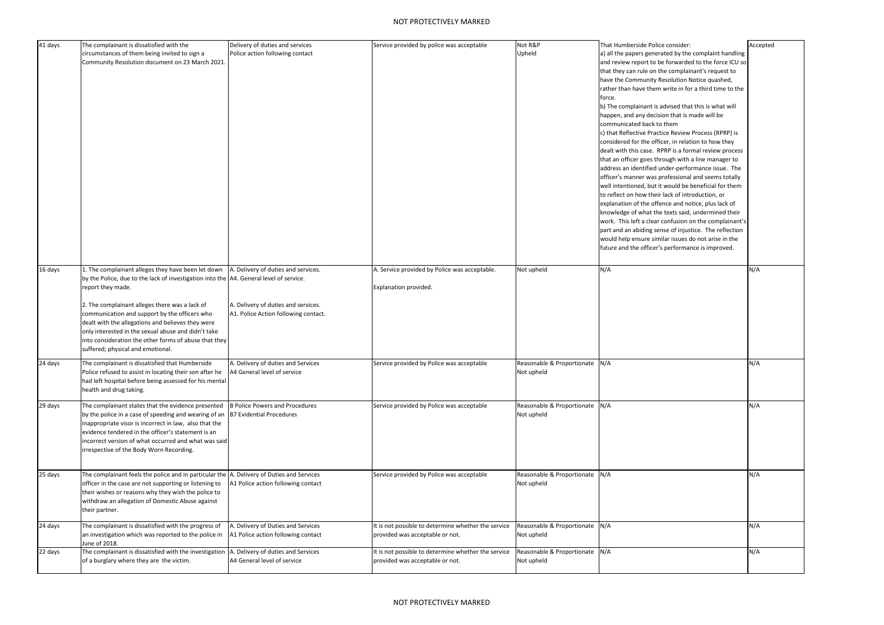| | | | | | | |
|---|---|---|---|---|---|---|
| 41 days | The complainant is dissatisfied with the circumstances of them being invited to sign a Community Resolution document on 23 March 2021. | Delivery of duties and services<br>Police action following contact | Service provided by police was acceptable | Not R&P<br>Upheld | That Humberside Police consider:<br>a) all the papers generated by the complaint handling and review report to be forwarded to the force ICU so that they can rule on the complainant's request to have the Community Resolution Notice quashed, rather than have them write in for a third time to the force.<br>b) The complainant is advised that this is what will happen, and any decision that is made will be communicated back to them<br>c) that Reflective Practice Review Process (RPRP) is considered for the officer, in relation to how they dealt with this case. RPRP is a formal review process that an officer goes through with a line manager to address an identified under-performance issue. The officer's manner was professional and seems totally well intentioned, but it would be beneficial for them to reflect on how their lack of introduction, or explanation of the offence and notice, plus lack of knowledge of what the texts said, undermined their work. This left a clear confusion on the complainant's part and an abiding sense of injustice. The reflection would help ensure similar issues do not arise in the future and the officer's performance is improved. | Accepted |
| 16 days | 1. The complainant alleges they have been let down by the Police, due to the lack of investigation into the report they made.<br><br>2. The complainant alleges there was a lack of communication and support by the officers who dealt with the allegations and believes they were only interested in the sexual abuse and didn't take into consideration the other forms of abuse that they suffered; physical and emotional. | A. Delivery of duties and services.<br>A4. General level of service.<br><br>A. Delivery of duties and services.<br>A1. Police Action following contact. | A. Service provided by Police was acceptable.<br><br>Explanation provided. | Not upheld | N/A | N/A |
| 24 days | The complainant is dissatisfied that Humberside Police refused to assist in locating their son after he had left hospital before being assessed for his mental health and drug taking. | A. Delivery of duties and Services<br>A4 General level of service | Service provided by Police was acceptable | Reasonable & Proportionate<br>Not upheld | N/A | N/A |
| 29 days | The complainant states that the evidence presented by the police in a case of speeding and wearing of an inappropriate visor is incorrect in law, also that the evidence tendered in the officer's statement is an incorrect version of what occurred and what was said irrespective of the Body Worn Recording. | B Police Powers and Procedures<br>B7 Evidential Procedures | Service provided by Police was acceptable | Reasonable & Proportionate<br>Not upheld | N/A | N/A |
| 25 days | The complainant feels the police and in particular the officer in the case are not supporting or listening to their wishes or reasons why they wish the police to withdraw an allegation of Domestic Abuse against their partner. | A. Delivery of Duties and Services<br>A1 Police action following contact | Service provided by Police was acceptable | Reasonable & Proportionate<br>Not upheld | N/A | N/A |
| 24 days | The complainant is dissatisfied with the progress of an investigation which was reported to the police in June of 2018. | A. Delivery of Duties and Services<br>A1 Police action following contact | It is not possible to determine whether the service provided was acceptable or not. | Reasonable & Proportionate<br>Not upheld | N/A | N/A |
| 22 days | The complainant is dissatisfied with the investigation of a burglary where they are the victim. | A. Delivery of Duties and Services<br>A4 General level of service | It is not possible to determine whether the service provided was acceptable or not. | Reasonable & Proportionate<br>Not upheld | N/A | N/A |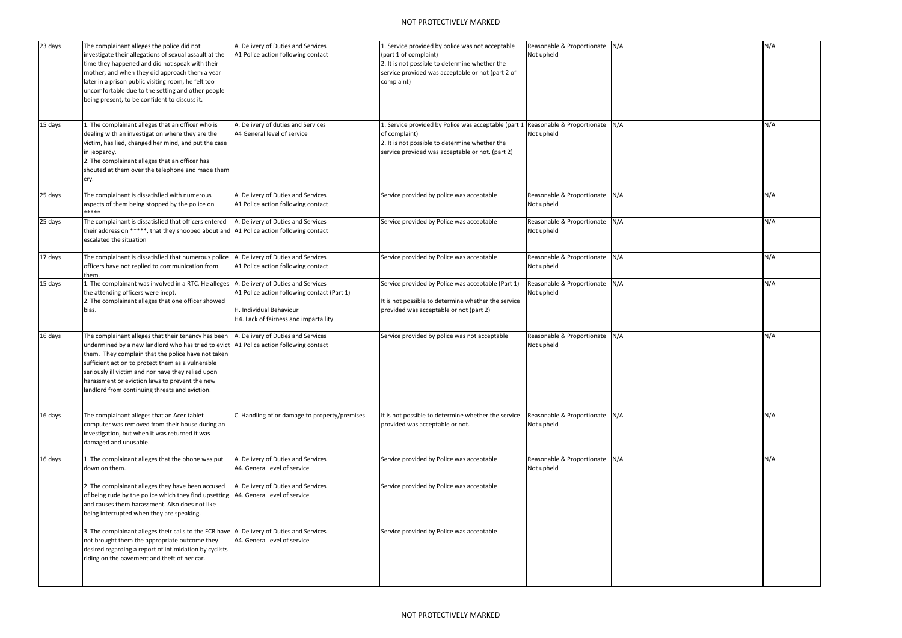| | | | | | | |
|---|---|---|---|---|---|---|
| 23 days | The complainant alleges the police did not investigate their allegations of sexual assault at the time they happened and did not speak with their mother, and when they did approach them a year later in a prison public visiting room, he felt too uncomfortable due to the setting and other people being present, to be confident to discuss it. | A. Delivery of Duties and Services<br>A1 Police action following contact | 1. Service provided by police was not acceptable (part 1 of complaint)<br>2. It is not possible to determine whether the service provided was acceptable or not (part 2 of complaint) | Reasonable & Proportionate<br>Not upheld | N/A | N/A |
| 15 days | 1. The complainant alleges that an officer who is dealing with an investigation where they are the victim, has lied, changed her mind, and put the case in jeopardy.<br>2. The complainant alleges that an officer has shouted at them over the telephone and made them cry. | A. Delivery of duties and Services<br>A4 General level of service | 1. Service provided by Police was acceptable (part 1 of complaint)<br>2. It is not possible to determine whether the service provided was acceptable or not. (part 2) | Reasonable & Proportionate<br>Not upheld | N/A | N/A |
| 25 days | The complainant is dissatisfied with numerous aspects of them being stopped by the police on ***** | A. Delivery of Duties and Services<br>A1 Police action following contact | Service provided by police was acceptable | Reasonable & Proportionate<br>Not upheld | N/A | N/A |
| 25 days | The complainant is dissatisfied that officers entered their address on *****, that they snooped about and escalated the situation | A. Delivery of Duties and Services<br>A1 Police action following contact | Service provided by Police was acceptable | Reasonable & Proportionate<br>Not upheld | N/A | N/A |
| 17 days | The complainant is dissatisfied that numerous police officers have not replied to communication from them. | A. Delivery of Duties and Services<br>A1 Police action following contact | Service provided by Police was acceptable | Reasonable & Proportionate<br>Not upheld | N/A | N/A |
| 15 days | 1. The complainant was involved in a RTC. He alleges the attending officers were inept.<br>2. The complainant alleges that one officer showed bias. | A. Delivery of Duties and Services<br>A1 Police action following contact (Part 1)<br><br>H. Individual Behaviour<br>H4. Lack of fairness and impartaility | Service provided by Police was acceptable (Part 1)<br><br>It is not possible to determine whether the service provided was acceptable or not (part 2) | Reasonable & Proportionate<br>Not upheld | N/A | N/A |
| 16 days | The complainant alleges that their tenancy has been undermined by a new landlord who has tried to evict them. They complain that the police have not taken sufficient action to protect them as a vulnerable seriously ill victim and nor have they relied upon harassment or eviction laws to prevent the new landlord from continuing threats and eviction. | A. Delivery of Duties and Services<br>A1 Police action following contact | Service provided by police was not acceptable | Reasonable & Proportionate<br>Not upheld | N/A | N/A |
| 16 days | The complainant alleges that an Acer tablet computer was removed from their house during an investigation, but when it was returned it was damaged and unusable. | C. Handling of or damage to property/premises | It is not possible to determine whether the service provided was acceptable or not. | Reasonable & Proportionate<br>Not upheld | N/A | N/A |
| 16 days | 1. The complainant alleges that the phone was put down on them.<br><br>2. The complainant alleges they have been accused of being rude by the police which they find upsetting and causes them harassment. Also does not like being interrupted when they are speaking.<br><br>3. The complainant alleges their calls to the FCR have not brought them the appropriate outcome they desired regarding a report of intimidation by cyclists riding on the pavement and theft of her car. | A. Delivery of Duties and Services<br>A4. General level of service<br><br>A. Delivery of Duties and Services<br>A4. General level of service<br><br>A. Delivery of Duties and Services<br>A4. General level of service | Service provided by Police was acceptable<br><br>Service provided by Police was acceptable<br><br>Service provided by Police was acceptable | Reasonable & Proportionate<br>Not upheld | N/A | N/A |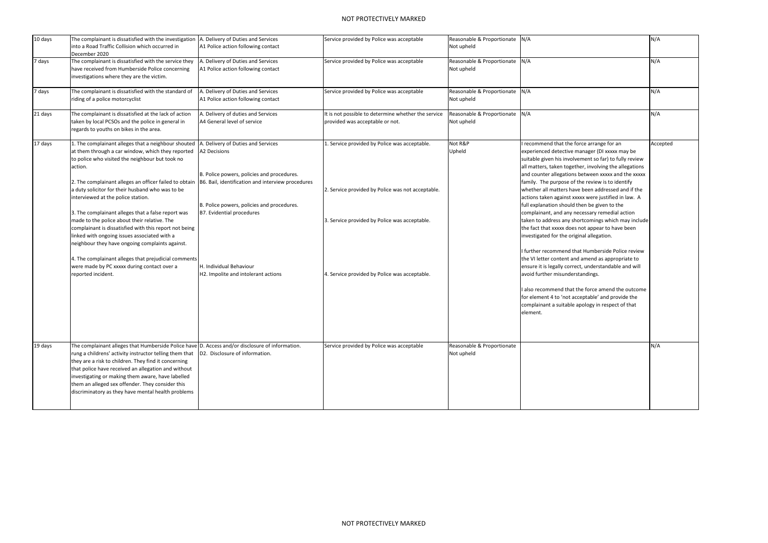| | | | | | | |
|---|---|---|---|---|---|---|
| 10 days | The complainant is dissatisfied with the investigation into a Road Traffic Collision which occurred in December 2020 | A. Delivery of Duties and Services<br>A1 Police action following contact | Service provided by Police was acceptable | Reasonable & Proportionate<br>Not upheld | N/A | N/A |
| 7 days | The complainant is dissatisfied with the service they have received from Humberside Police concerning investigations where they are the victim. | A. Delivery of Duties and Services<br>A1 Police action following contact | Service provided by Police was acceptable | Reasonable & Proportionate<br>Not upheld | N/A | N/A |
| 7 days | The complainant is dissatisfied with the standard of riding of a police motorcyclist | A. Delivery of Duties and Services<br>A1 Police action following contact | Service provided by Police was acceptable | Reasonable & Proportionate<br>Not upheld | N/A | N/A |
| 21 days | The complainant is dissatisfied at the lack of action taken by local PCSOs and the police in general in regards to youths on bikes in the area. | A. Delivery of duties and Services<br>A4 General level of service | It is not possible to determine whether the service provided was acceptable or not. | Reasonable & Proportionate<br>Not upheld | N/A | N/A |
| 17 days | 1. The complainant alleges that a neighbour shouted at them through a car window, which they reported to police who visited the neighbour but took no action.<br><br>2. The complainant alleges an officer failed to obtain a duty solicitor for their husband who was to be interviewed at the police station.<br><br>3. The complainant alleges that a false report was made to the police about their relative. The complainant is dissatisfied with this report not being linked with ongoing issues associated with a neighbour they have ongoing complaints against.<br><br>4. The complainant alleges that prejudicial comments were made by PC xxxxx during contact over a reported incident. | A. Delivery of Duties and Services<br>A2 Decisions<br><br>B. Police powers, policies and procedures.<br>B6. Bail, identification and interview procedures<br><br>B. Police powers, policies and procedures.<br>B7. Evidential procedures<br><br>H. Individual Behaviour<br>H2. Impolite and intolerant actions | 1. Service provided by Police was acceptable.<br><br>2. Service provided by Police was not acceptable.<br><br>3. Service provided by Police was acceptable.<br><br>4. Service provided by Police was acceptable. | Not R&P<br>Upheld | I recommend that the force arrange for an experienced detective manager (DI xxxxx may be suitable given his involvement so far) to fully review all matters, taken together, involving the allegations and counter allegations between xxxxx and the xxxxx family. The purpose of the review is to identify whether all matters have been addressed and if the actions taken against xxxxx were justified in law. A full explanation should then be given to the complainant, and any necessary remedial action taken to address any shortcomings which may include the fact that xxxxx does not appear to have been investigated for the original allegation.<br><br>I further recommend that Humberside Police review the VI letter content and amend as appropriate to ensure it is legally correct, understandable and will avoid further misunderstandings.<br><br>I also recommend that the force amend the outcome for element 4 to 'not acceptable' and provide the complainant a suitable apology in respect of that element. | Accepted |
| 19 days | The complainant alleges that Humberside Police have rung a childrens' activity instructor telling them that they are a risk to children. They find it concerning that police have received an allegation and without investigating or making them aware, have labelled them an alleged sex offender. They consider this discriminatory as they have mental health problems | D. Access and/or disclosure of information.<br>D2. Disclosure of information. | Service provided by Police was acceptable | Reasonable & Proportionate<br>Not upheld | | N/A |